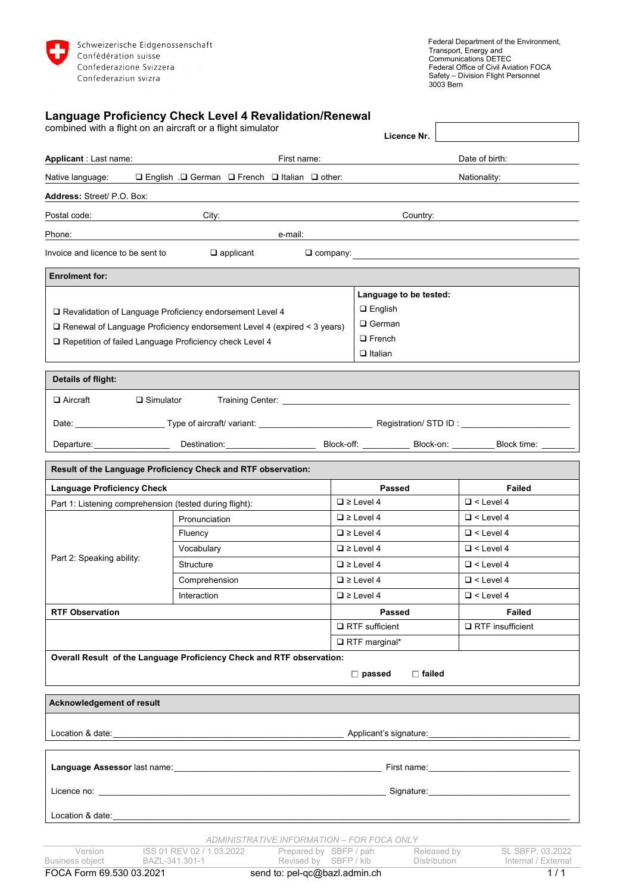Schweizerische Eidgenossenschaft
Confédération suisse
Confederazione Svizzera
Confederaziun svizra

Federal Department of the Environment, Transport, Energy and Communications DETEC
Federal Office of Civil Aviation FOCA
Safety – Division Flight Personnel
3003 Bern

# Language Proficiency Check Level 4 Revalidation/Renewal

combined with a flight on an aircraft or a flight simulator

**Licence Nr.** ____________

**Applicant** : Last name: ____________ First name: ____________ Date of birth: ____________

Native language: ❑ English ❑ German ❑ French ❑ Italian ❑ other: ____________ Nationality: ____________

**Address:** Street/ P.O. Box: ____________

Postal code: ____________ City: ____________ Country: ____________

Phone: ____________ e-mail: ____________

Invoice and licence to be sent to ❑ applicant ❑ company: ____________

| Enrolment for: | Language to be tested: |
|---|---|
| ❑ Revalidation of Language Proficiency endorsement Level 4 | ❑ English |
| ❑ Renewal of Language Proficiency endorsement Level 4 (expired < 3 years) | ❑ German |
| ❑ Repetition of failed Language Proficiency check Level 4 | ❑ French |
| | ❑ Italian |

**Details of flight:**

❑ Aircraft ❑ Simulator Training Center: ____________

Date: ____________ Type of aircraft/ variant: ____________ Registration/ STD ID : ____________

Departure: ____________ Destination: ____________ Block-off: ____________ Block-on: ____________ Block time: ____________

**Result of the Language Proficiency Check and RTF observation:**

| **Language Proficiency Check** | | **Passed** | **Failed** |
|---|---|---|---|
| Part 1: Listening comprehension (tested during flight): | | ❑ ≥ Level 4 | ❑ < Level 4 |
| Part 2: Speaking ability: | Pronunciation | ❑ ≥ Level 4 | ❑ < Level 4 |
| | Fluency | ❑ ≥ Level 4 | ❑ < Level 4 |
| | Vocabulary | ❑ ≥ Level 4 | ❑ < Level 4 |
| | Structure | ❑ ≥ Level 4 | ❑ < Level 4 |
| | Comprehension | ❑ ≥ Level 4 | ❑ < Level 4 |
| | Interaction | ❑ ≥ Level 4 | ❑ < Level 4 |
| **RTF Observation** | | **Passed** | **Failed** |
| | | ❑ RTF sufficient | ❑ RTF insufficient |
| | | ❑ RTF marginal* | |

**Overall Result of the Language Proficiency Check and RTF observation:**

☐ **passed** ☐ **failed**

**Acknowledgement of result**

Location & date: ____________ Applicant's signature: ____________

**Language Assessor** last name: ____________ First name: ____________

Licence no: ____________ Signature: ____________

Location & date: ____________

*ADMINISTRATIVE INFORMATION – FOR FOCA ONLY*

| Version | ISS 01 REV 02 / 1.03.2022 | Prepared by SBFP / pah | Released by | SL SBFP, 03.2022 |
|---|---|---|---|---|
| Business object | BAZL-341.301-1 | Revised by SBFP / kib | Distribution | Internal / External |

FOCA Form 69.530 03.2021 send to: pel-qc@bazl.admin.ch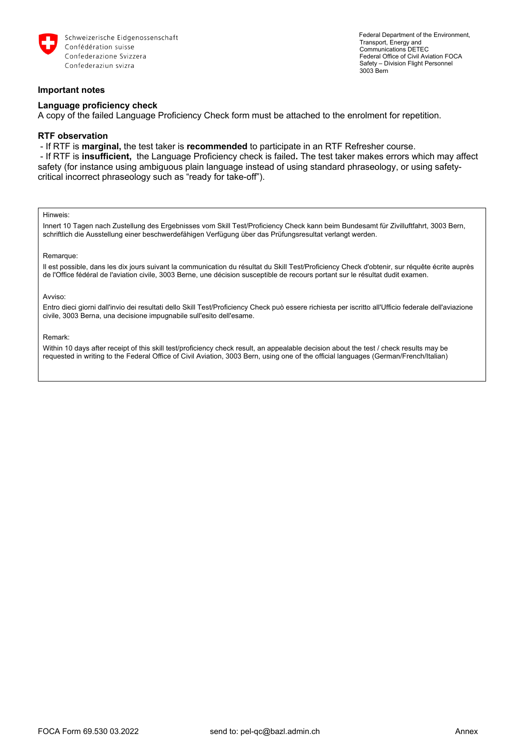Schweizerische Eidgenossenschaft
Confédération suisse
Confederazione Svizzera
Confederaziun svizra

Federal Department of the Environment, Transport, Energy and Communications DETEC
Federal Office of Civil Aviation FOCA
Safety – Division Flight Personnel
3003 Bern

## Important notes

### Language proficiency check

A copy of the failed Language Proficiency Check form must be attached to the enrolment for repetition.

### RTF observation

- If RTF is **marginal,** the test taker is **recommended** to participate in an RTF Refresher course.
- If RTF is **insufficient,** the Language Proficiency check is failed**.** The test taker makes errors which may affect safety (for instance using ambiguous plain language instead of using standard phraseology, or using safety-critical incorrect phraseology such as "ready for take-off").

---

Hinweis:

Innert 10 Tagen nach Zustellung des Ergebnisses vom Skill Test/Proficiency Check kann beim Bundesamt für Zivilluftfahrt, 3003 Bern, schriftlich die Ausstellung einer beschwerdefähigen Verfügung über das Prüfungsresultat verlangt werden.

Remarque:

Il est possible, dans les dix jours suivant la communication du résultat du Skill Test/Proficiency Check d'obtenir, sur réquête écrite auprès de l'Office fédéral de l'aviation civile, 3003 Berne, une décision susceptible de recours portant sur le résultat dudit examen.

Avviso:

Entro dieci giorni dall'invio dei resultati dello Skill Test/Proficiency Check può essere richiesta per iscritto all'Ufficio federale dell'aviazione civile, 3003 Berna, una decisione impugnabile sull'esito dell'esame.

Remark:

Within 10 days after receipt of this skill test/proficiency check result, an appealable decision about the test / check results may be requested in writing to the Federal Office of Civil Aviation, 3003 Bern, using one of the official languages (German/French/Italian)

---

FOCA Form 69.530 03.2022 send to: pel-qc@bazl.admin.ch Annex